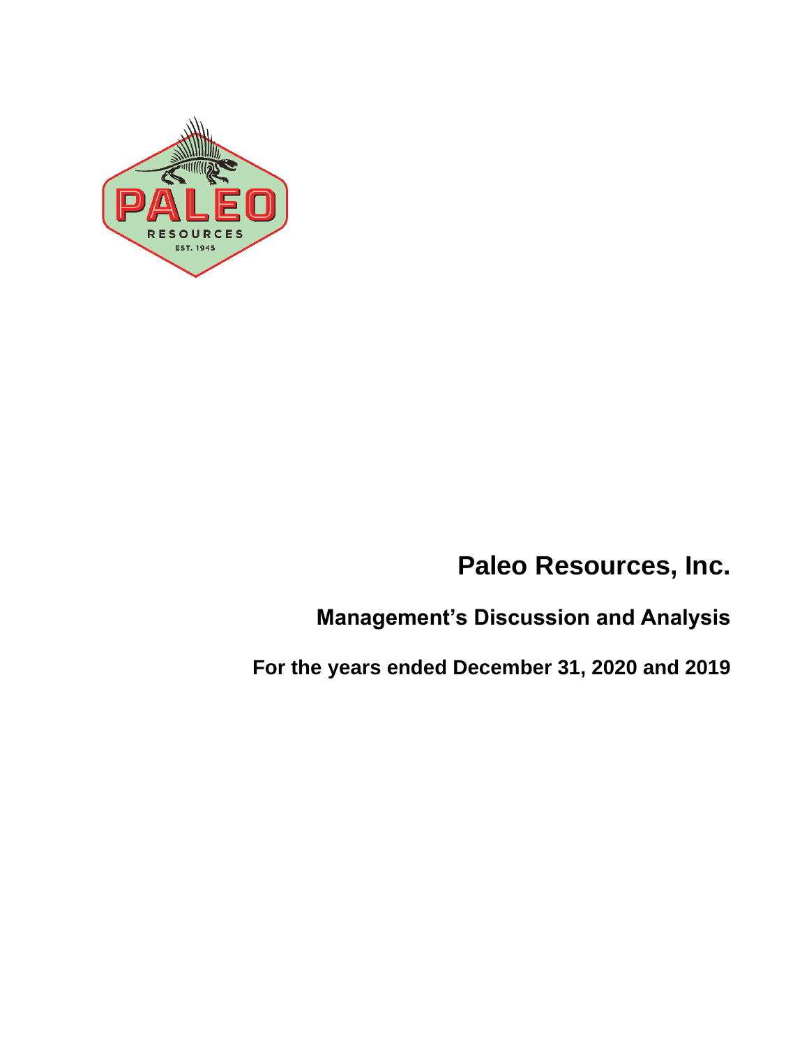# Paleo Resources, Inc.

## Management's Discussion and Analysis

## For the years ended December 31, 2020 and 2019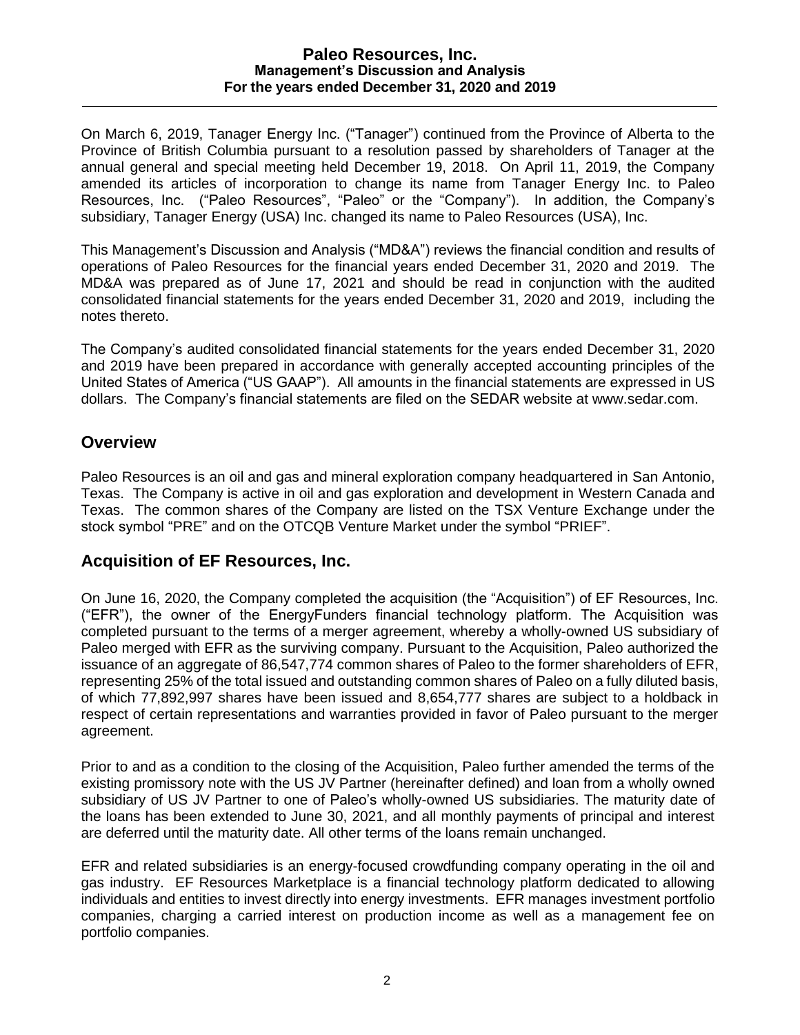On March 6, 2019, Tanager Energy Inc. ("Tanager") continued from the Province of Alberta to the Province of British Columbia pursuant to a resolution passed by shareholders of Tanager at the annual general and special meeting held December 19, 2018. On April 11, 2019, the Company amended its articles of incorporation to change its name from Tanager Energy Inc. to Paleo Resources, Inc. ("Paleo Resources", "Paleo" or the "Company"). In addition, the Company's subsidiary, Tanager Energy (USA) Inc. changed its name to Paleo Resources (USA), Inc.

This Management's Discussion and Analysis ("MD&A") reviews the financial condition and results of operations of Paleo Resources for the financial years ended December 31, 2020 and 2019. The MD&A was prepared as of June 17, 2021 and should be read in conjunction with the audited consolidated financial statements for the years ended December 31, 2020 and 2019, including the notes thereto.

The Company's audited consolidated financial statements for the years ended December 31, 2020 and 2019 have been prepared in accordance with generally accepted accounting principles of the United States of America ("US GAAP"). All amounts in the financial statements are expressed in US dollars. The Company's financial statements are filed on the SEDAR website at www.sedar.com.

## Overview

Paleo Resources is an oil and gas and mineral exploration company headquartered in San Antonio, Texas. The Company is active in oil and gas exploration and development in Western Canada and Texas. The common shares of the Company are listed on the TSX Venture Exchange under the stock symbol "PRE" and on the OTCQB Venture Market under the symbol "PRIEF".

## Acquisition of EF Resources, Inc.

On June 16, 2020, the Company completed the acquisition (the "Acquisition") of EF Resources, Inc. ("EFR"), the owner of the EnergyFunders financial technology platform. The Acquisition was completed pursuant to the terms of a merger agreement, whereby a wholly-owned US subsidiary of Paleo merged with EFR as the surviving company. Pursuant to the Acquisition, Paleo authorized the issuance of an aggregate of 86,547,774 common shares of Paleo to the former shareholders of EFR, representing 25% of the total issued and outstanding common shares of Paleo on a fully diluted basis, of which 77,892,997 shares have been issued and 8,654,777 shares are subject to a holdback in respect of certain representations and warranties provided in favor of Paleo pursuant to the merger agreement.

Prior to and as a condition to the closing of the Acquisition, Paleo further amended the terms of the existing promissory note with the US JV Partner (hereinafter defined) and loan from a wholly owned subsidiary of US JV Partner to one of Paleo's wholly-owned US subsidiaries. The maturity date of the loans has been extended to June 30, 2021, and all monthly payments of principal and interest are deferred until the maturity date. All other terms of the loans remain unchanged.

EFR and related subsidiaries is an energy-focused crowdfunding company operating in the oil and gas industry. EF Resources Marketplace is a financial technology platform dedicated to allowing individuals and entities to invest directly into energy investments. EFR manages investment portfolio companies, charging a carried interest on production income as well as a management fee on portfolio companies.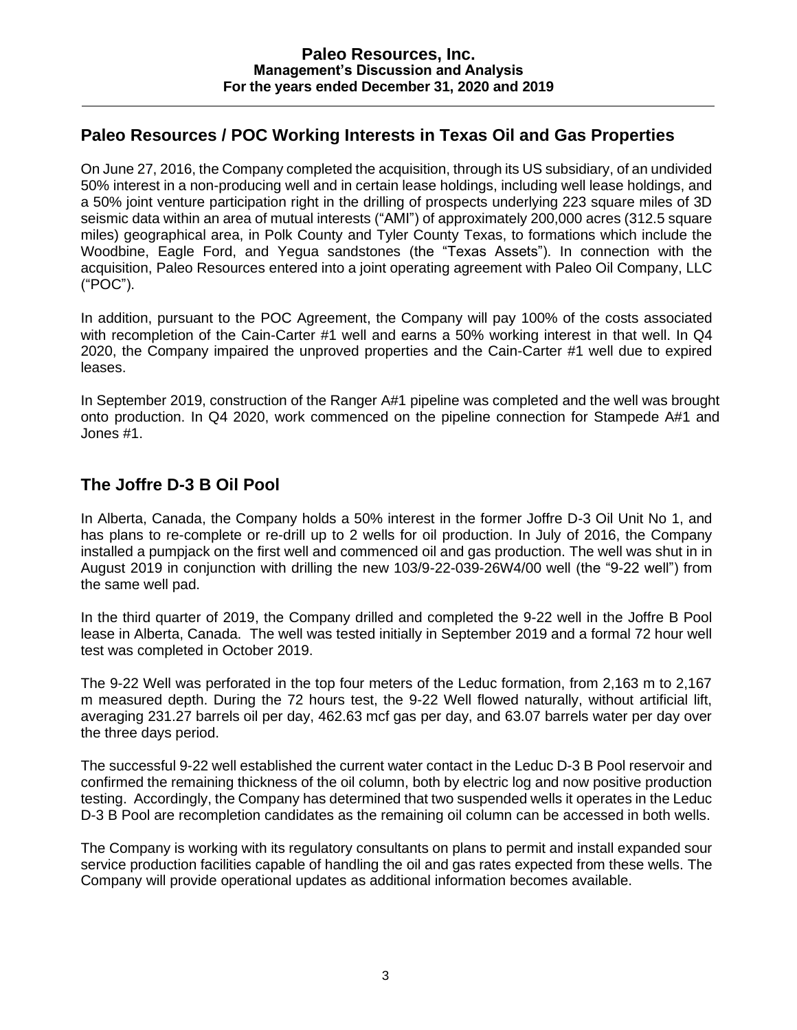## Paleo Resources / POC Working Interests in Texas Oil and Gas Properties

On June 27, 2016, the Company completed the acquisition, through its US subsidiary, of an undivided 50% interest in a non-producing well and in certain lease holdings, including well lease holdings, and a 50% joint venture participation right in the drilling of prospects underlying 223 square miles of 3D seismic data within an area of mutual interests ("AMI") of approximately 200,000 acres (312.5 square miles) geographical area, in Polk County and Tyler County Texas, to formations which include the Woodbine, Eagle Ford, and Yegua sandstones (the "Texas Assets"). In connection with the acquisition, Paleo Resources entered into a joint operating agreement with Paleo Oil Company, LLC ("POC").

In addition, pursuant to the POC Agreement, the Company will pay 100% of the costs associated with recompletion of the Cain-Carter #1 well and earns a 50% working interest in that well. In Q4 2020, the Company impaired the unproved properties and the Cain-Carter #1 well due to expired leases.

In September 2019, construction of the Ranger A#1 pipeline was completed and the well was brought onto production. In Q4 2020, work commenced on the pipeline connection for Stampede A#1 and Jones #1.

## The Joffre D-3 B Oil Pool

In Alberta, Canada, the Company holds a 50% interest in the former Joffre D-3 Oil Unit No 1, and has plans to re-complete or re-drill up to 2 wells for oil production. In July of 2016, the Company installed a pumpjack on the first well and commenced oil and gas production. The well was shut in in August 2019 in conjunction with drilling the new 103/9-22-039-26W4/00 well (the "9-22 well") from the same well pad.

In the third quarter of 2019, the Company drilled and completed the 9-22 well in the Joffre B Pool lease in Alberta, Canada. The well was tested initially in September 2019 and a formal 72 hour well test was completed in October 2019.

The 9-22 Well was perforated in the top four meters of the Leduc formation, from 2,163 m to 2,167 m measured depth. During the 72 hours test, the 9-22 Well flowed naturally, without artificial lift, averaging 231.27 barrels oil per day, 462.63 mcf gas per day, and 63.07 barrels water per day over the three days period.

The successful 9-22 well established the current water contact in the Leduc D-3 B Pool reservoir and confirmed the remaining thickness of the oil column, both by electric log and now positive production testing. Accordingly, the Company has determined that two suspended wells it operates in the Leduc D-3 B Pool are recompletion candidates as the remaining oil column can be accessed in both wells.

The Company is working with its regulatory consultants on plans to permit and install expanded sour service production facilities capable of handling the oil and gas rates expected from these wells. The Company will provide operational updates as additional information becomes available.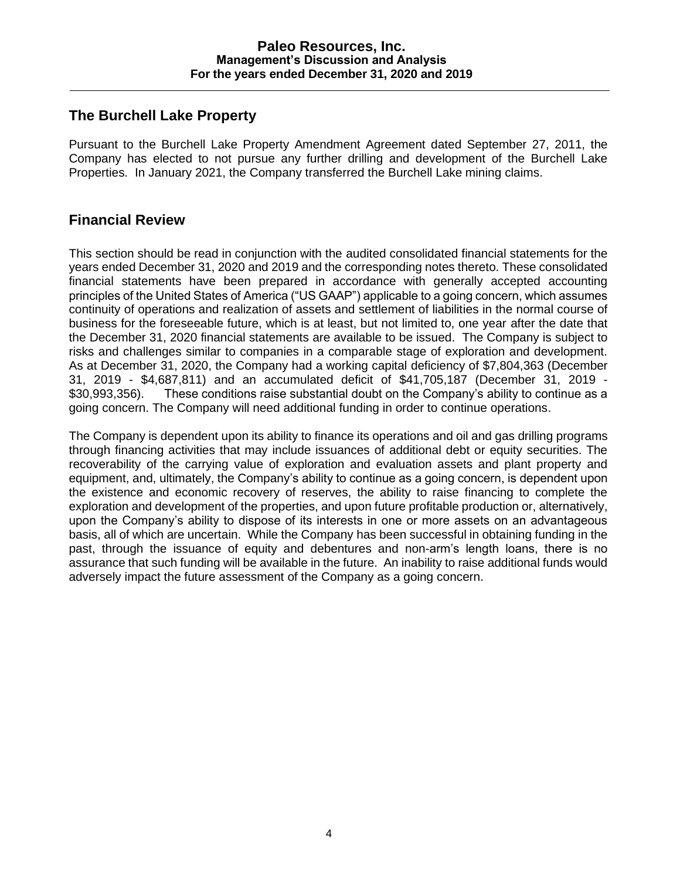## The Burchell Lake Property

Pursuant to the Burchell Lake Property Amendment Agreement dated September 27, 2011, the Company has elected to not pursue any further drilling and development of the Burchell Lake Properties. In January 2021, the Company transferred the Burchell Lake mining claims.

## Financial Review

This section should be read in conjunction with the audited consolidated financial statements for the years ended December 31, 2020 and 2019 and the corresponding notes thereto. These consolidated financial statements have been prepared in accordance with generally accepted accounting principles of the United States of America ("US GAAP") applicable to a going concern, which assumes continuity of operations and realization of assets and settlement of liabilities in the normal course of business for the foreseeable future, which is at least, but not limited to, one year after the date that the December 31, 2020 financial statements are available to be issued. The Company is subject to risks and challenges similar to companies in a comparable stage of exploration and development. As at December 31, 2020, the Company had a working capital deficiency of $7,804,363 (December 31, 2019 - $4,687,811) and an accumulated deficit of $41,705,187 (December 31, 2019 - $30,993,356). These conditions raise substantial doubt on the Company's ability to continue as a going concern. The Company will need additional funding in order to continue operations.

The Company is dependent upon its ability to finance its operations and oil and gas drilling programs through financing activities that may include issuances of additional debt or equity securities. The recoverability of the carrying value of exploration and evaluation assets and plant property and equipment, and, ultimately, the Company's ability to continue as a going concern, is dependent upon the existence and economic recovery of reserves, the ability to raise financing to complete the exploration and development of the properties, and upon future profitable production or, alternatively, upon the Company's ability to dispose of its interests in one or more assets on an advantageous basis, all of which are uncertain. While the Company has been successful in obtaining funding in the past, through the issuance of equity and debentures and non-arm's length loans, there is no assurance that such funding will be available in the future. An inability to raise additional funds would adversely impact the future assessment of the Company as a going concern.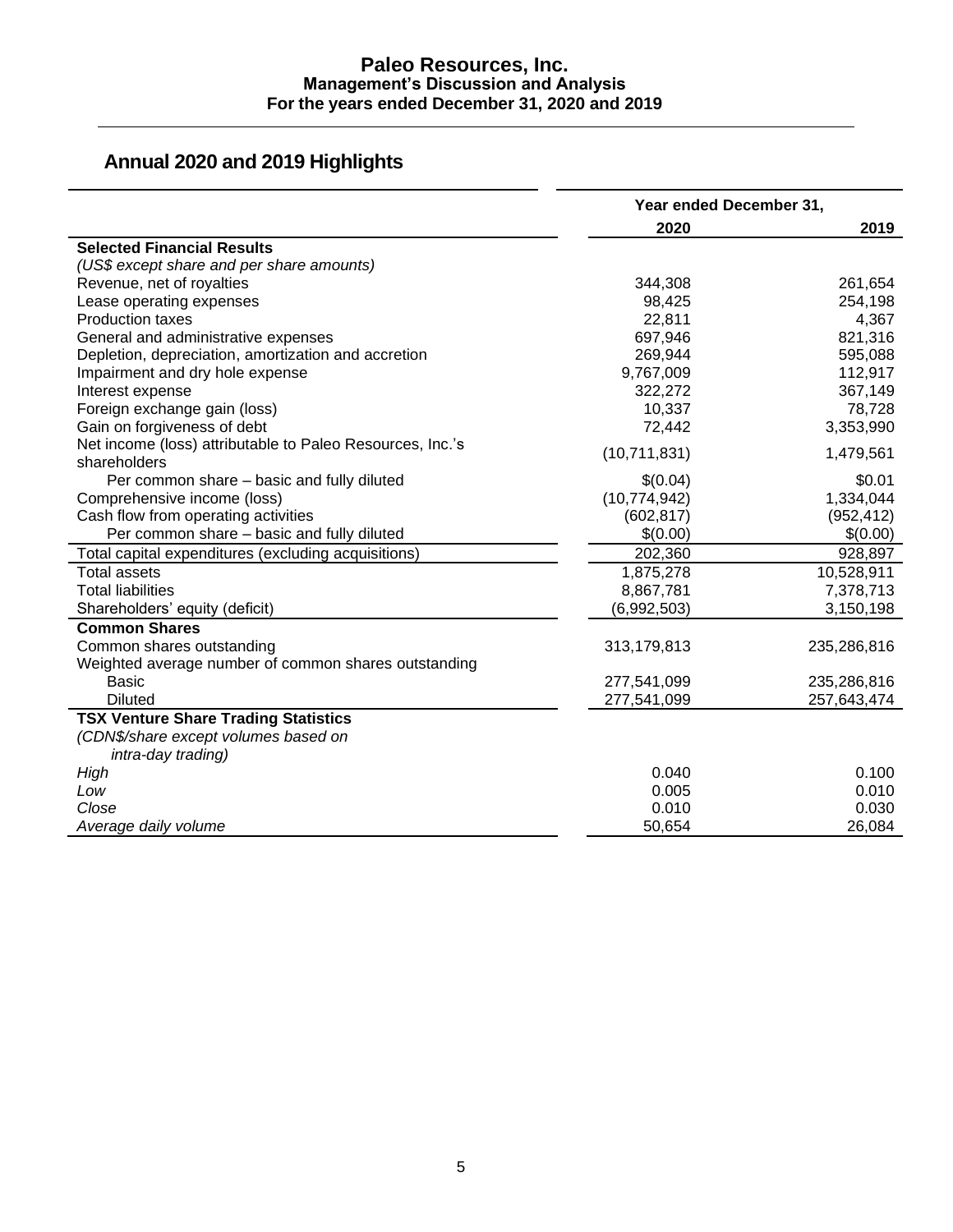## Annual 2020 and 2019 Highlights

| | Year ended December 31, | |
|---|---|---|
| | 2020 | 2019 |
| **Selected Financial Results** | | |
| *(US$ except share and per share amounts)* | | |
| Revenue, net of royalties | 344,308 | 261,654 |
| Lease operating expenses | 98,425 | 254,198 |
| Production taxes | 22,811 | 4,367 |
| General and administrative expenses | 697,946 | 821,316 |
| Depletion, depreciation, amortization and accretion | 269,944 | 595,088 |
| Impairment and dry hole expense | 9,767,009 | 112,917 |
| Interest expense | 322,272 | 367,149 |
| Foreign exchange gain (loss) | 10,337 | 78,728 |
| Gain on forgiveness of debt | 72,442 | 3,353,990 |
| Net income (loss) attributable to Paleo Resources, Inc.'s shareholders | (10,711,831) | 1,479,561 |
| Per common share – basic and fully diluted | $(0.04) | $0.01 |
| Comprehensive income (loss) | (10,774,942) | 1,334,044 |
| Cash flow from operating activities | (602,817) | (952,412) |
| Per common share – basic and fully diluted | $(0.00) | $(0.00) |
| Total capital expenditures (excluding acquisitions) | 202,360 | 928,897 |
| Total assets | 1,875,278 | 10,528,911 |
| Total liabilities | 8,867,781 | 7,378,713 |
| Shareholders' equity (deficit) | (6,992,503) | 3,150,198 |
| **Common Shares** | | |
| Common shares outstanding | 313,179,813 | 235,286,816 |
| Weighted average number of common shares outstanding | | |
| Basic | 277,541,099 | 235,286,816 |
| Diluted | 277,541,099 | 257,643,474 |
| **TSX Venture Share Trading Statistics** | | |
| *(CDN$/share except volumes based on intra-day trading)* | | |
| *High* | 0.040 | 0.100 |
| *Low* | 0.005 | 0.010 |
| *Close* | 0.010 | 0.030 |
| *Average daily volume* | 50,654 | 26,084 |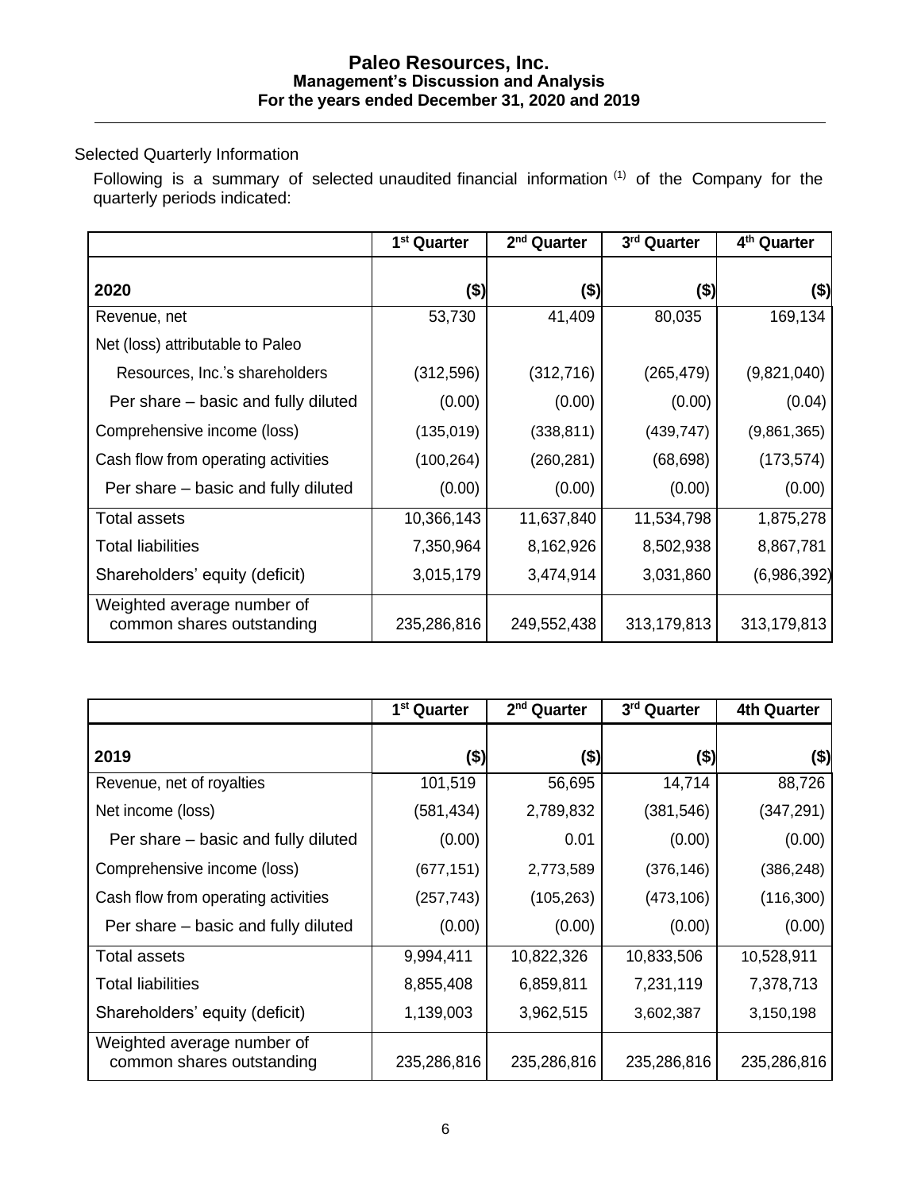Selected Quarterly Information

Following is a summary of selected unaudited financial information [(1)] of the Company for the quarterly periods indicated:

| | 1st Quarter | 2nd Quarter | 3rd Quarter | 4th Quarter |
|---|---|---|---|---|
| **2020** | **($)** | **($)** | **($)** | **($)** |
| Revenue, net | 53,730 | 41,409 | 80,035 | 169,134 |
| Net (loss) attributable to Paleo Resources, Inc.'s shareholders | (312,596) | (312,716) | (265,479) | (9,821,040) |
| Per share – basic and fully diluted | (0.00) | (0.00) | (0.00) | (0.04) |
| Comprehensive income (loss) | (135,019) | (338,811) | (439,747) | (9,861,365) |
| Cash flow from operating activities | (100,264) | (260,281) | (68,698) | (173,574) |
| Per share – basic and fully diluted | (0.00) | (0.00) | (0.00) | (0.00) |
| Total assets | 10,366,143 | 11,637,840 | 11,534,798 | 1,875,278 |
| Total liabilities | 7,350,964 | 8,162,926 | 8,502,938 | 8,867,781 |
| Shareholders' equity (deficit) | 3,015,179 | 3,474,914 | 3,031,860 | (6,986,392) |
| Weighted average number of common shares outstanding | 235,286,816 | 249,552,438 | 313,179,813 | 313,179,813 |

| | 1st Quarter | 2nd Quarter | 3rd Quarter | 4th Quarter |
|---|---|---|---|---|
| **2019** | **($)** | **($)** | **($)** | **($)** |
| Revenue, net of royalties | 101,519 | 56,695 | 14,714 | 88,726 |
| Net income (loss) | (581,434) | 2,789,832 | (381,546) | (347,291) |
| Per share – basic and fully diluted | (0.00) | 0.01 | (0.00) | (0.00) |
| Comprehensive income (loss) | (677,151) | 2,773,589 | (376,146) | (386,248) |
| Cash flow from operating activities | (257,743) | (105,263) | (473,106) | (116,300) |
| Per share – basic and fully diluted | (0.00) | (0.00) | (0.00) | (0.00) |
| Total assets | 9,994,411 | 10,822,326 | 10,833,506 | 10,528,911 |
| Total liabilities | 8,855,408 | 6,859,811 | 7,231,119 | 7,378,713 |
| Shareholders' equity (deficit) | 1,139,003 | 3,962,515 | 3,602,387 | 3,150,198 |
| Weighted average number of common shares outstanding | 235,286,816 | 235,286,816 | 235,286,816 | 235,286,816 |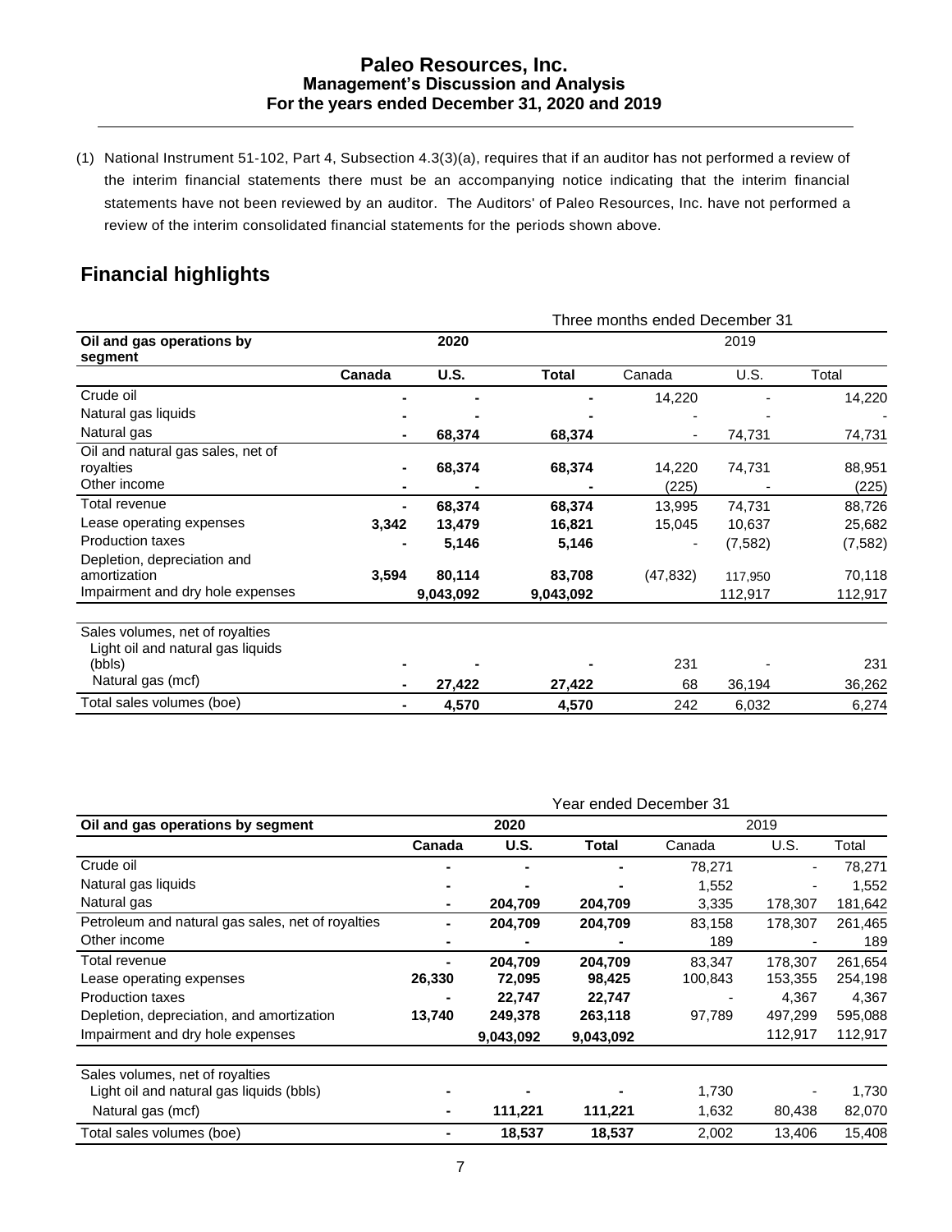(1) National Instrument 51-102, Part 4, Subsection 4.3(3)(a), requires that if an auditor has not performed a review of the interim financial statements there must be an accompanying notice indicating that the interim financial statements have not been reviewed by an auditor. The Auditors' of Paleo Resources, Inc. have not performed a review of the interim consolidated financial statements for the periods shown above.

## Financial highlights

| | Three months ended December 31 | | | | | |
|---|---|---|---|---|---|---|
| **Oil and gas operations by segment** | | **2020** | | | 2019 | |
| | **Canada** | **U.S.** | **Total** | Canada | U.S. | Total |
| Crude oil | **-** | **-** | **-** | 14,220 | - | 14,220 |
| Natural gas liquids | **-** | **-** | **-** | - | - | - |
| Natural gas | **-** | **68,374** | **68,374** | - | 74,731 | 74,731 |
| Oil and natural gas sales, net of royalties | **-** | **68,374** | **68,374** | 14,220 | 74,731 | 88,951 |
| Other income | **-** | **-** | **-** | (225) | - | (225) |
| Total revenue | **-** | **68,374** | **68,374** | 13,995 | 74,731 | 88,726 |
| Lease operating expenses | **3,342** | **13,479** | **16,821** | 15,045 | 10,637 | 25,682 |
| Production taxes | **-** | **5,146** | **5,146** | - | (7,582) | (7,582) |
| Depletion, depreciation and amortization | **3,594** | **80,114** | **83,708** | (47,832) | 117,950 | 70,118 |
| Impairment and dry hole expenses | | **9,043,092** | **9,043,092** | | 112,917 | 112,917 |
| | | | | | | |
| Sales volumes, net of royalties | | | | | | |
| Light oil and natural gas liquids (bbls) | **-** | **-** | **-** | 231 | - | 231 |
| Natural gas (mcf) | **-** | **27,422** | **27,422** | 68 | 36,194 | 36,262 |
| Total sales volumes (boe) | **-** | **4,570** | **4,570** | 242 | 6,032 | 6,274 |

| | Year ended December 31 | | | | | |
|---|---|---|---|---|---|---|
| **Oil and gas operations by segment** | | **2020** | | | 2019 | |
| | **Canada** | **U.S.** | **Total** | Canada | U.S. | Total |
| Crude oil | **-** | **-** | **-** | 78,271 | - | 78,271 |
| Natural gas liquids | **-** | **-** | **-** | 1,552 | - | 1,552 |
| Natural gas | **-** | **204,709** | **204,709** | 3,335 | 178,307 | 181,642 |
| Petroleum and natural gas sales, net of royalties | **-** | **204,709** | **204,709** | 83,158 | 178,307 | 261,465 |
| Other income | **-** | **-** | **-** | 189 | - | 189 |
| Total revenue | **-** | **204,709** | **204,709** | 83,347 | 178,307 | 261,654 |
| Lease operating expenses | **26,330** | **72,095** | **98,425** | 100,843 | 153,355 | 254,198 |
| Production taxes | **-** | **22,747** | **22,747** | - | 4,367 | 4,367 |
| Depletion, depreciation, and amortization | **13,740** | **249,378** | **263,118** | 97,789 | 497,299 | 595,088 |
| Impairment and dry hole expenses | | **9,043,092** | **9,043,092** | | 112,917 | 112,917 |
| | | | | | | |
| Sales volumes, net of royalties | | | | | | |
| Light oil and natural gas liquids (bbls) | **-** | **-** | **-** | 1,730 | - | 1,730 |
| Natural gas (mcf) | **-** | **111,221** | **111,221** | 1,632 | 80,438 | 82,070 |
| Total sales volumes (boe) | **-** | **18,537** | **18,537** | 2,002 | 13,406 | 15,408 |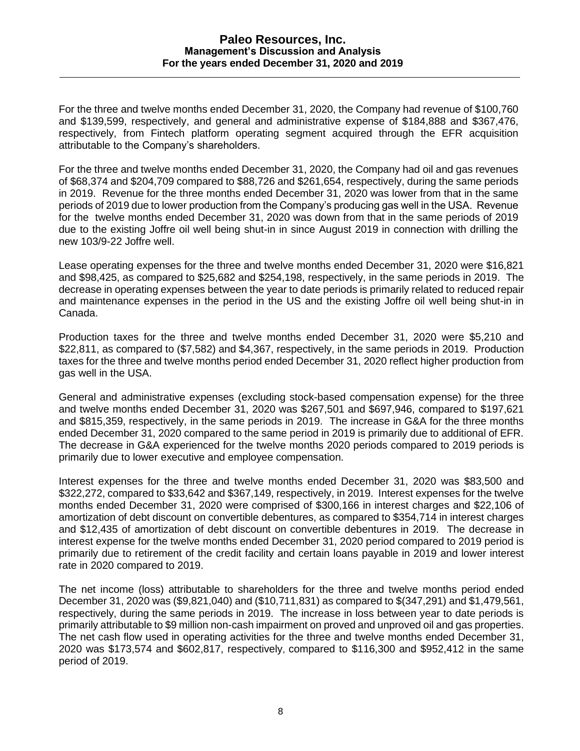For the three and twelve months ended December 31, 2020, the Company had revenue of $100,760 and $139,599, respectively, and general and administrative expense of $184,888 and $367,476, respectively, from Fintech platform operating segment acquired through the EFR acquisition attributable to the Company's shareholders.

For the three and twelve months ended December 31, 2020, the Company had oil and gas revenues of $68,374 and $204,709 compared to $88,726 and $261,654, respectively, during the same periods in 2019. Revenue for the three months ended December 31, 2020 was lower from that in the same periods of 2019 due to lower production from the Company's producing gas well in the USA. Revenue for the twelve months ended December 31, 2020 was down from that in the same periods of 2019 due to the existing Joffre oil well being shut-in in since August 2019 in connection with drilling the new 103/9-22 Joffre well.

Lease operating expenses for the three and twelve months ended December 31, 2020 were $16,821 and $98,425, as compared to $25,682 and $254,198, respectively, in the same periods in 2019. The decrease in operating expenses between the year to date periods is primarily related to reduced repair and maintenance expenses in the period in the US and the existing Joffre oil well being shut-in in Canada.

Production taxes for the three and twelve months ended December 31, 2020 were $5,210 and $22,811, as compared to ($7,582) and $4,367, respectively, in the same periods in 2019. Production taxes for the three and twelve months period ended December 31, 2020 reflect higher production from gas well in the USA.

General and administrative expenses (excluding stock-based compensation expense) for the three and twelve months ended December 31, 2020 was $267,501 and $697,946, compared to $197,621 and $815,359, respectively, in the same periods in 2019. The increase in G&A for the three months ended December 31, 2020 compared to the same period in 2019 is primarily due to additional of EFR. The decrease in G&A experienced for the twelve months 2020 periods compared to 2019 periods is primarily due to lower executive and employee compensation.

Interest expenses for the three and twelve months ended December 31, 2020 was $83,500 and $322,272, compared to $33,642 and $367,149, respectively, in 2019. Interest expenses for the twelve months ended December 31, 2020 were comprised of $300,166 in interest charges and $22,106 of amortization of debt discount on convertible debentures, as compared to $354,714 in interest charges and $12,435 of amortization of debt discount on convertible debentures in 2019. The decrease in interest expense for the twelve months ended December 31, 2020 period compared to 2019 period is primarily due to retirement of the credit facility and certain loans payable in 2019 and lower interest rate in 2020 compared to 2019.

The net income (loss) attributable to shareholders for the three and twelve months period ended December 31, 2020 was ($9,821,040) and ($10,711,831) as compared to $(347,291) and $1,479,561, respectively, during the same periods in 2019. The increase in loss between year to date periods is primarily attributable to $9 million non-cash impairment on proved and unproved oil and gas properties. The net cash flow used in operating activities for the three and twelve months ended December 31, 2020 was $173,574 and $602,817, respectively, compared to $116,300 and $952,412 in the same period of 2019.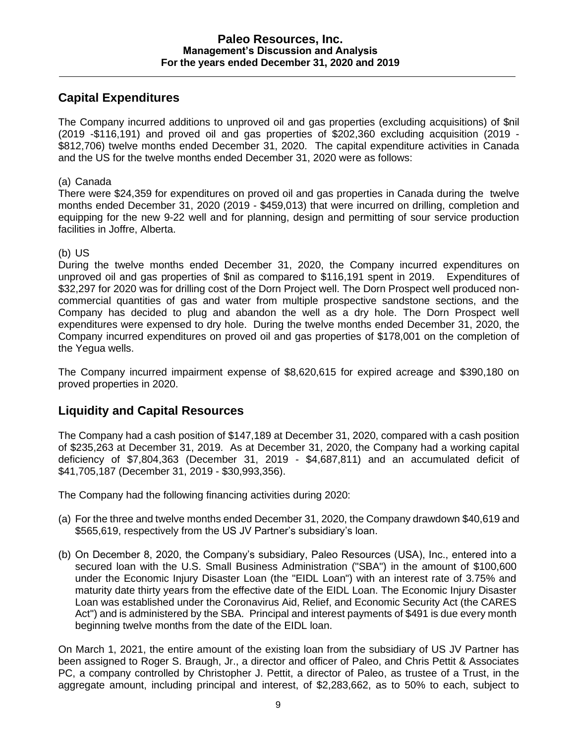## Capital Expenditures

The Company incurred additions to unproved oil and gas properties (excluding acquisitions) of $nil (2019 -$116,191) and proved oil and gas properties of $202,360 excluding acquisition (2019 - $812,706) twelve months ended December 31, 2020. The capital expenditure activities in Canada and the US for the twelve months ended December 31, 2020 were as follows:

(a) Canada

There were $24,359 for expenditures on proved oil and gas properties in Canada during the twelve months ended December 31, 2020 (2019 - $459,013) that were incurred on drilling, completion and equipping for the new 9-22 well and for planning, design and permitting of sour service production facilities in Joffre, Alberta.

(b) US

During the twelve months ended December 31, 2020, the Company incurred expenditures on unproved oil and gas properties of $nil as compared to $116,191 spent in 2019. Expenditures of $32,297 for 2020 was for drilling cost of the Dorn Project well. The Dorn Prospect well produced non-commercial quantities of gas and water from multiple prospective sandstone sections, and the Company has decided to plug and abandon the well as a dry hole. The Dorn Prospect well expenditures were expensed to dry hole. During the twelve months ended December 31, 2020, the Company incurred expenditures on proved oil and gas properties of $178,001 on the completion of the Yegua wells.

The Company incurred impairment expense of $8,620,615 for expired acreage and $390,180 on proved properties in 2020.

## Liquidity and Capital Resources

The Company had a cash position of $147,189 at December 31, 2020, compared with a cash position of $235,263 at December 31, 2019. As at December 31, 2020, the Company had a working capital deficiency of $7,804,363 (December 31, 2019 - $4,687,811) and an accumulated deficit of $41,705,187 (December 31, 2019 - $30,993,356).

The Company had the following financing activities during 2020:

(a) For the three and twelve months ended December 31, 2020, the Company drawdown $40,619 and $565,619, respectively from the US JV Partner's subsidiary's loan.

(b) On December 8, 2020, the Company's subsidiary, Paleo Resources (USA), Inc., entered into a secured loan with the U.S. Small Business Administration ("SBA") in the amount of $100,600 under the Economic Injury Disaster Loan (the "EIDL Loan") with an interest rate of 3.75% and maturity date thirty years from the effective date of the EIDL Loan. The Economic Injury Disaster Loan was established under the Coronavirus Aid, Relief, and Economic Security Act (the CARES Act") and is administered by the SBA. Principal and interest payments of $491 is due every month beginning twelve months from the date of the EIDL loan.

On March 1, 2021, the entire amount of the existing loan from the subsidiary of US JV Partner has been assigned to Roger S. Braugh, Jr., a director and officer of Paleo, and Chris Pettit & Associates PC, a company controlled by Christopher J. Pettit, a director of Paleo, as trustee of a Trust, in the aggregate amount, including principal and interest, of $2,283,662, as to 50% to each, subject to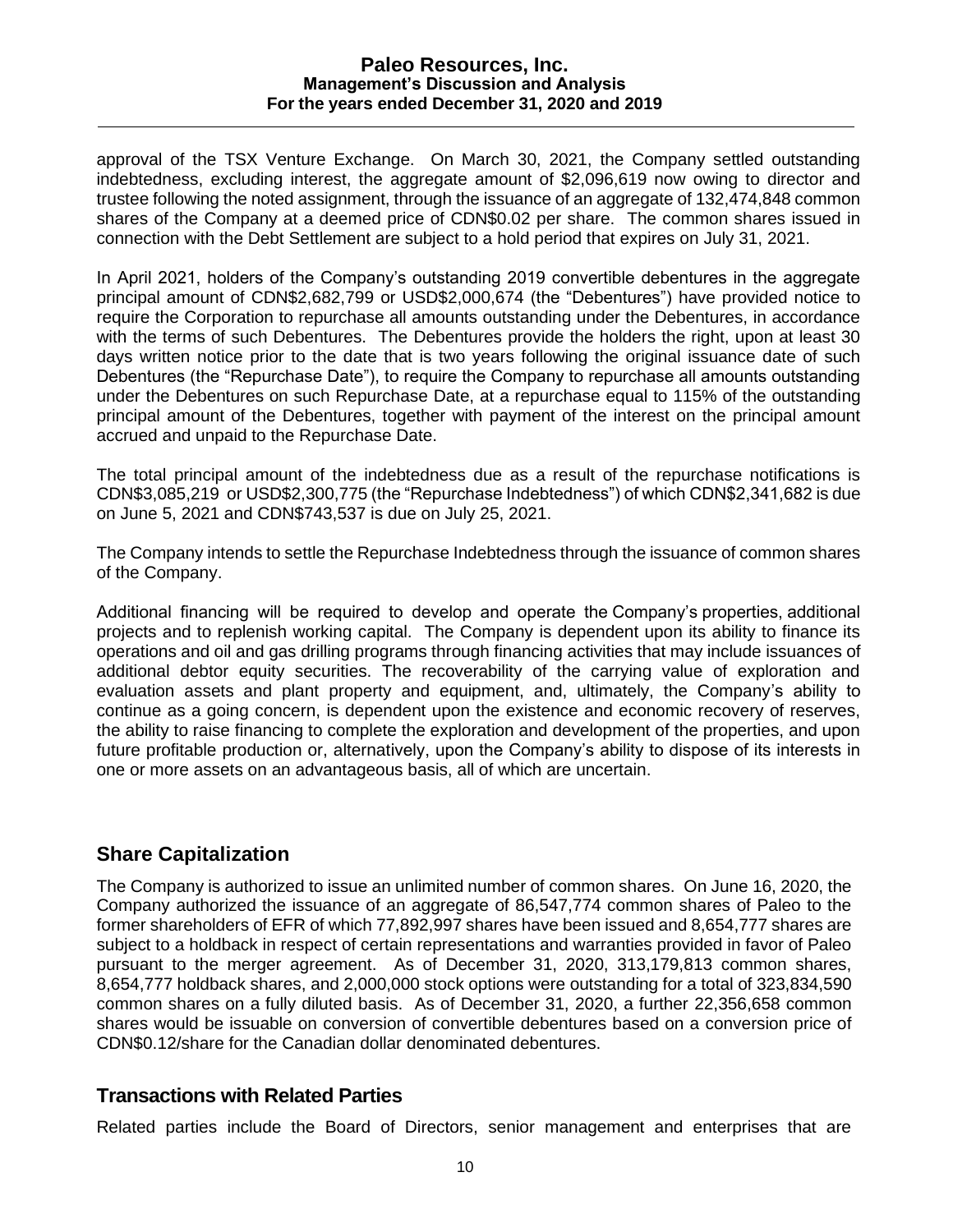approval of the TSX Venture Exchange. On March 30, 2021, the Company settled outstanding indebtedness, excluding interest, the aggregate amount of $2,096,619 now owing to director and trustee following the noted assignment, through the issuance of an aggregate of 132,474,848 common shares of the Company at a deemed price of CDN$0.02 per share. The common shares issued in connection with the Debt Settlement are subject to a hold period that expires on July 31, 2021.

In April 2021, holders of the Company's outstanding 2019 convertible debentures in the aggregate principal amount of CDN$2,682,799 or USD$2,000,674 (the "Debentures") have provided notice to require the Corporation to repurchase all amounts outstanding under the Debentures, in accordance with the terms of such Debentures. The Debentures provide the holders the right, upon at least 30 days written notice prior to the date that is two years following the original issuance date of such Debentures (the "Repurchase Date"), to require the Company to repurchase all amounts outstanding under the Debentures on such Repurchase Date, at a repurchase equal to 115% of the outstanding principal amount of the Debentures, together with payment of the interest on the principal amount accrued and unpaid to the Repurchase Date.

The total principal amount of the indebtedness due as a result of the repurchase notifications is CDN$3,085,219 or USD$2,300,775 (the "Repurchase Indebtedness") of which CDN$2,341,682 is due on June 5, 2021 and CDN$743,537 is due on July 25, 2021.

The Company intends to settle the Repurchase Indebtedness through the issuance of common shares of the Company.

Additional financing will be required to develop and operate the Company's properties, additional projects and to replenish working capital. The Company is dependent upon its ability to finance its operations and oil and gas drilling programs through financing activities that may include issuances of additional debtor equity securities. The recoverability of the carrying value of exploration and evaluation assets and plant property and equipment, and, ultimately, the Company's ability to continue as a going concern, is dependent upon the existence and economic recovery of reserves, the ability to raise financing to complete the exploration and development of the properties, and upon future profitable production or, alternatively, upon the Company's ability to dispose of its interests in one or more assets on an advantageous basis, all of which are uncertain.

## Share Capitalization

The Company is authorized to issue an unlimited number of common shares. On June 16, 2020, the Company authorized the issuance of an aggregate of 86,547,774 common shares of Paleo to the former shareholders of EFR of which 77,892,997 shares have been issued and 8,654,777 shares are subject to a holdback in respect of certain representations and warranties provided in favor of Paleo pursuant to the merger agreement. As of December 31, 2020, 313,179,813 common shares, 8,654,777 holdback shares, and 2,000,000 stock options were outstanding for a total of 323,834,590 common shares on a fully diluted basis. As of December 31, 2020, a further 22,356,658 common shares would be issuable on conversion of convertible debentures based on a conversion price of CDN$0.12/share for the Canadian dollar denominated debentures.

## Transactions with Related Parties

Related parties include the Board of Directors, senior management and enterprises that are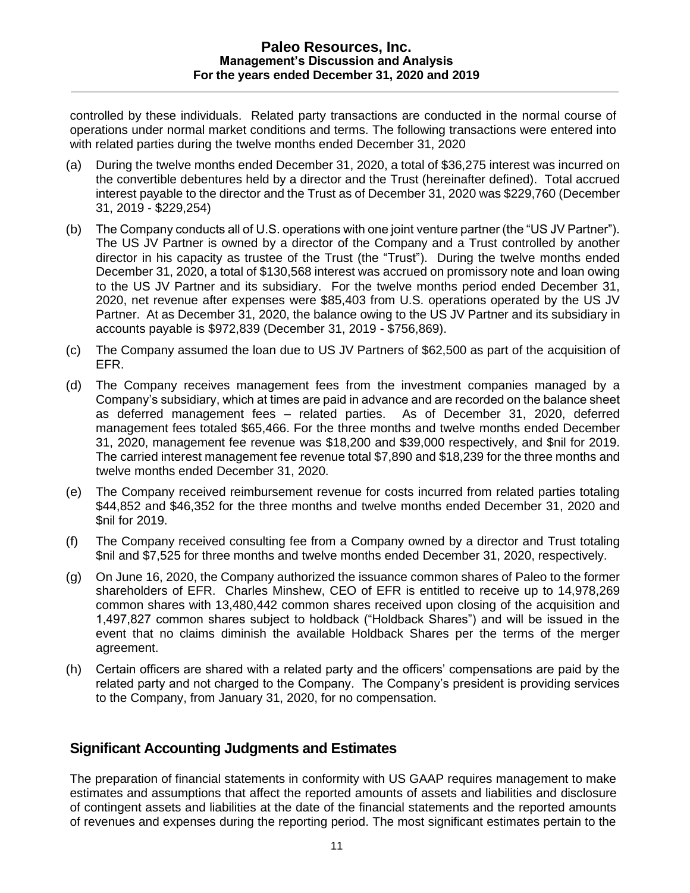controlled by these individuals. Related party transactions are conducted in the normal course of operations under normal market conditions and terms. The following transactions were entered into with related parties during the twelve months ended December 31, 2020

(a) During the twelve months ended December 31, 2020, a total of $36,275 interest was incurred on the convertible debentures held by a director and the Trust (hereinafter defined). Total accrued interest payable to the director and the Trust as of December 31, 2020 was $229,760 (December 31, 2019 - $229,254)

(b) The Company conducts all of U.S. operations with one joint venture partner (the "US JV Partner"). The US JV Partner is owned by a director of the Company and a Trust controlled by another director in his capacity as trustee of the Trust (the "Trust"). During the twelve months ended December 31, 2020, a total of $130,568 interest was accrued on promissory note and loan owing to the US JV Partner and its subsidiary. For the twelve months period ended December 31, 2020, net revenue after expenses were $85,403 from U.S. operations operated by the US JV Partner. At as December 31, 2020, the balance owing to the US JV Partner and its subsidiary in accounts payable is $972,839 (December 31, 2019 - $756,869).

(c) The Company assumed the loan due to US JV Partners of $62,500 as part of the acquisition of EFR.

(d) The Company receives management fees from the investment companies managed by a Company's subsidiary, which at times are paid in advance and are recorded on the balance sheet as deferred management fees – related parties. As of December 31, 2020, deferred management fees totaled $65,466. For the three months and twelve months ended December 31, 2020, management fee revenue was $18,200 and $39,000 respectively, and $nil for 2019. The carried interest management fee revenue total $7,890 and $18,239 for the three months and twelve months ended December 31, 2020.

(e) The Company received reimbursement revenue for costs incurred from related parties totaling $44,852 and $46,352 for the three months and twelve months ended December 31, 2020 and $nil for 2019.

(f) The Company received consulting fee from a Company owned by a director and Trust totaling $nil and $7,525 for three months and twelve months ended December 31, 2020, respectively.

(g) On June 16, 2020, the Company authorized the issuance common shares of Paleo to the former shareholders of EFR. Charles Minshew, CEO of EFR is entitled to receive up to 14,978,269 common shares with 13,480,442 common shares received upon closing of the acquisition and 1,497,827 common shares subject to holdback ("Holdback Shares") and will be issued in the event that no claims diminish the available Holdback Shares per the terms of the merger agreement.

(h) Certain officers are shared with a related party and the officers' compensations are paid by the related party and not charged to the Company. The Company's president is providing services to the Company, from January 31, 2020, for no compensation.

## Significant Accounting Judgments and Estimates

The preparation of financial statements in conformity with US GAAP requires management to make estimates and assumptions that affect the reported amounts of assets and liabilities and disclosure of contingent assets and liabilities at the date of the financial statements and the reported amounts of revenues and expenses during the reporting period. The most significant estimates pertain to the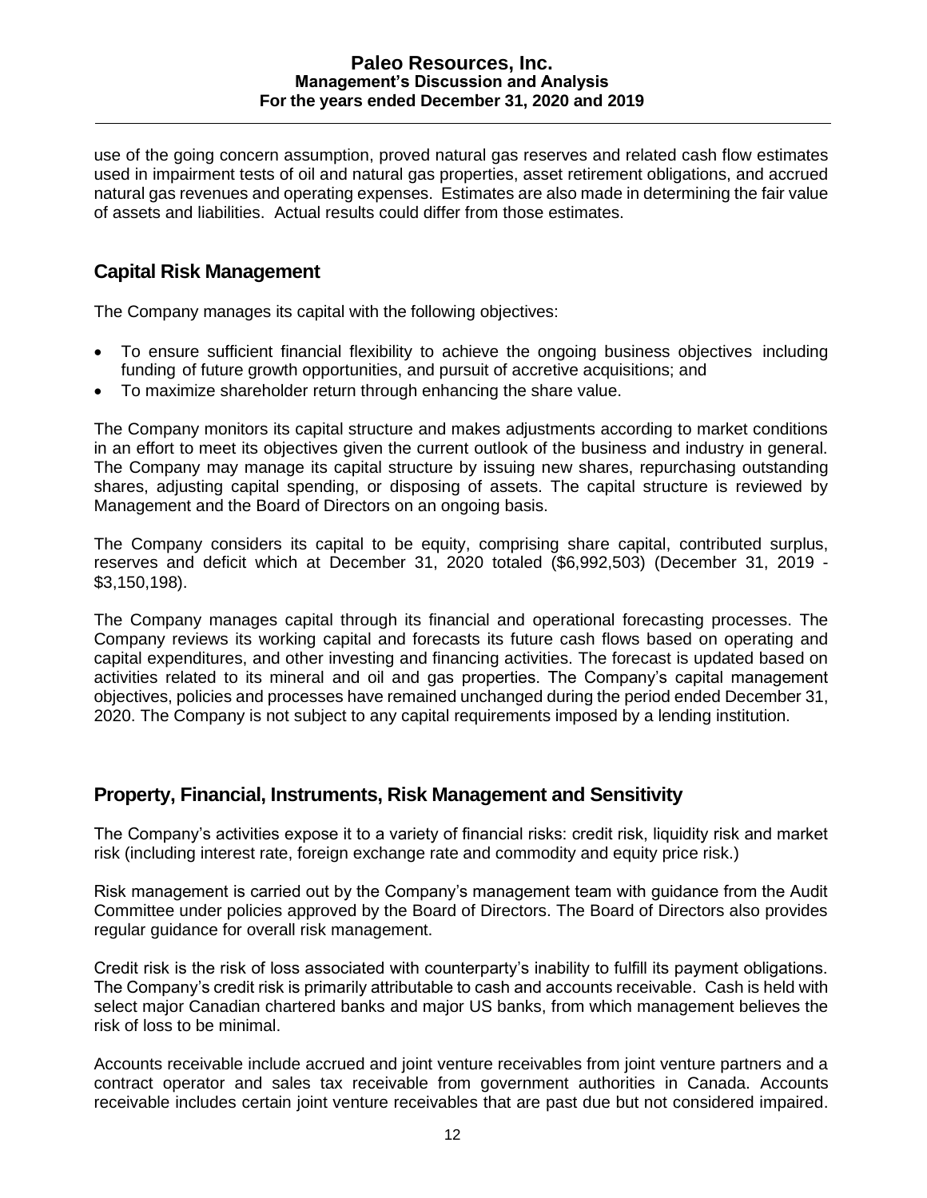use of the going concern assumption, proved natural gas reserves and related cash flow estimates used in impairment tests of oil and natural gas properties, asset retirement obligations, and accrued natural gas revenues and operating expenses. Estimates are also made in determining the fair value of assets and liabilities. Actual results could differ from those estimates.

## Capital Risk Management

The Company manages its capital with the following objectives:

- To ensure sufficient financial flexibility to achieve the ongoing business objectives including funding of future growth opportunities, and pursuit of accretive acquisitions; and
- To maximize shareholder return through enhancing the share value.

The Company monitors its capital structure and makes adjustments according to market conditions in an effort to meet its objectives given the current outlook of the business and industry in general. The Company may manage its capital structure by issuing new shares, repurchasing outstanding shares, adjusting capital spending, or disposing of assets. The capital structure is reviewed by Management and the Board of Directors on an ongoing basis.

The Company considers its capital to be equity, comprising share capital, contributed surplus, reserves and deficit which at December 31, 2020 totaled ($6,992,503) (December 31, 2019 - $3,150,198).

The Company manages capital through its financial and operational forecasting processes. The Company reviews its working capital and forecasts its future cash flows based on operating and capital expenditures, and other investing and financing activities. The forecast is updated based on activities related to its mineral and oil and gas properties. The Company's capital management objectives, policies and processes have remained unchanged during the period ended December 31, 2020. The Company is not subject to any capital requirements imposed by a lending institution.

## Property, Financial, Instruments, Risk Management and Sensitivity

The Company's activities expose it to a variety of financial risks: credit risk, liquidity risk and market risk (including interest rate, foreign exchange rate and commodity and equity price risk.)

Risk management is carried out by the Company's management team with guidance from the Audit Committee under policies approved by the Board of Directors. The Board of Directors also provides regular guidance for overall risk management.

Credit risk is the risk of loss associated with counterparty's inability to fulfill its payment obligations. The Company's credit risk is primarily attributable to cash and accounts receivable. Cash is held with select major Canadian chartered banks and major US banks, from which management believes the risk of loss to be minimal.

Accounts receivable include accrued and joint venture receivables from joint venture partners and a contract operator and sales tax receivable from government authorities in Canada. Accounts receivable includes certain joint venture receivables that are past due but not considered impaired.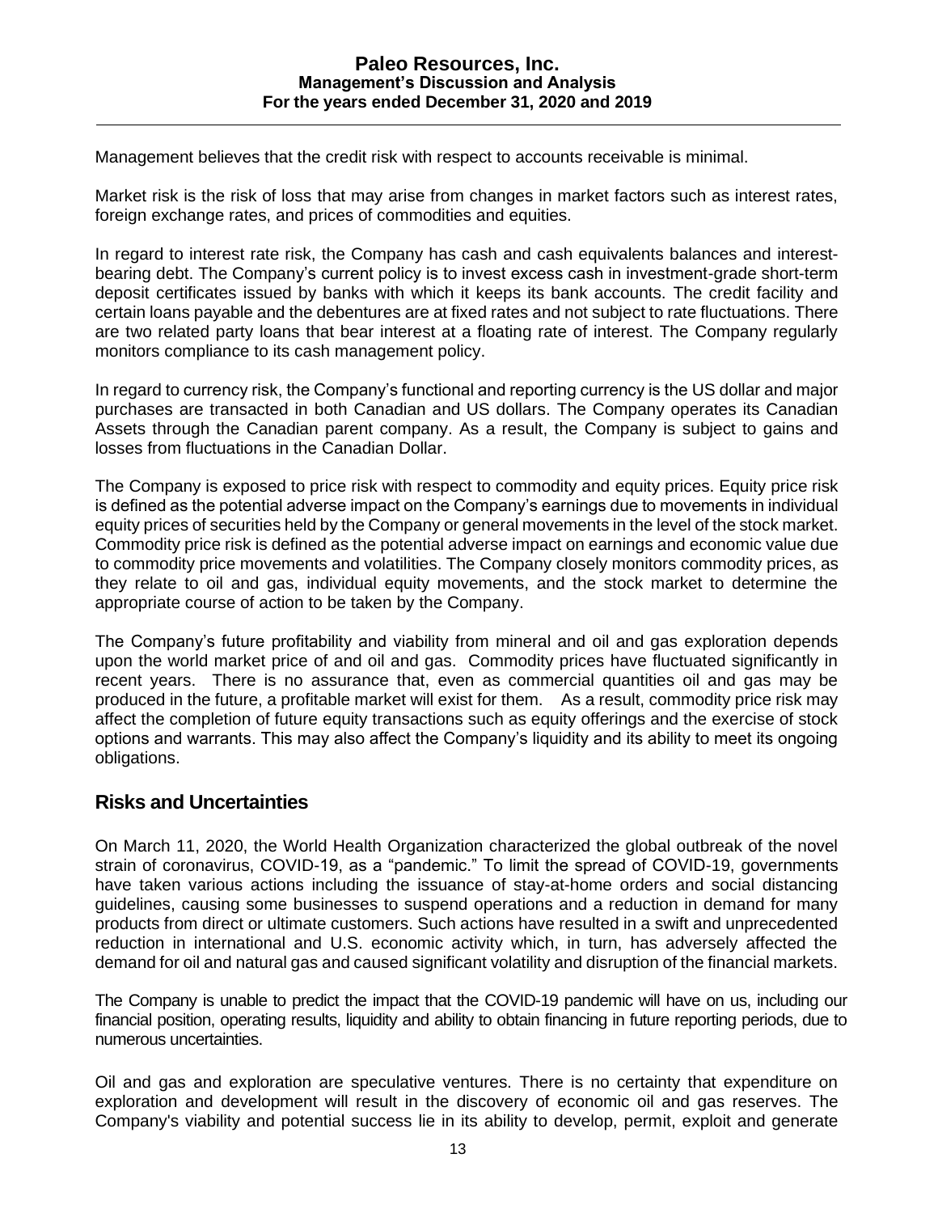Management believes that the credit risk with respect to accounts receivable is minimal.

Market risk is the risk of loss that may arise from changes in market factors such as interest rates, foreign exchange rates, and prices of commodities and equities.

In regard to interest rate risk, the Company has cash and cash equivalents balances and interest-bearing debt. The Company's current policy is to invest excess cash in investment-grade short-term deposit certificates issued by banks with which it keeps its bank accounts. The credit facility and certain loans payable and the debentures are at fixed rates and not subject to rate fluctuations. There are two related party loans that bear interest at a floating rate of interest. The Company regularly monitors compliance to its cash management policy.

In regard to currency risk, the Company's functional and reporting currency is the US dollar and major purchases are transacted in both Canadian and US dollars. The Company operates its Canadian Assets through the Canadian parent company. As a result, the Company is subject to gains and losses from fluctuations in the Canadian Dollar.

The Company is exposed to price risk with respect to commodity and equity prices. Equity price risk is defined as the potential adverse impact on the Company's earnings due to movements in individual equity prices of securities held by the Company or general movements in the level of the stock market. Commodity price risk is defined as the potential adverse impact on earnings and economic value due to commodity price movements and volatilities. The Company closely monitors commodity prices, as they relate to oil and gas, individual equity movements, and the stock market to determine the appropriate course of action to be taken by the Company.

The Company's future profitability and viability from mineral and oil and gas exploration depends upon the world market price of and oil and gas. Commodity prices have fluctuated significantly in recent years. There is no assurance that, even as commercial quantities oil and gas may be produced in the future, a profitable market will exist for them. As a result, commodity price risk may affect the completion of future equity transactions such as equity offerings and the exercise of stock options and warrants. This may also affect the Company's liquidity and its ability to meet its ongoing obligations.

## Risks and Uncertainties

On March 11, 2020, the World Health Organization characterized the global outbreak of the novel strain of coronavirus, COVID-19, as a "pandemic." To limit the spread of COVID-19, governments have taken various actions including the issuance of stay-at-home orders and social distancing guidelines, causing some businesses to suspend operations and a reduction in demand for many products from direct or ultimate customers. Such actions have resulted in a swift and unprecedented reduction in international and U.S. economic activity which, in turn, has adversely affected the demand for oil and natural gas and caused significant volatility and disruption of the financial markets.

The Company is unable to predict the impact that the COVID-19 pandemic will have on us, including our financial position, operating results, liquidity and ability to obtain financing in future reporting periods, due to numerous uncertainties.

Oil and gas and exploration are speculative ventures. There is no certainty that expenditure on exploration and development will result in the discovery of economic oil and gas reserves. The Company's viability and potential success lie in its ability to develop, permit, exploit and generate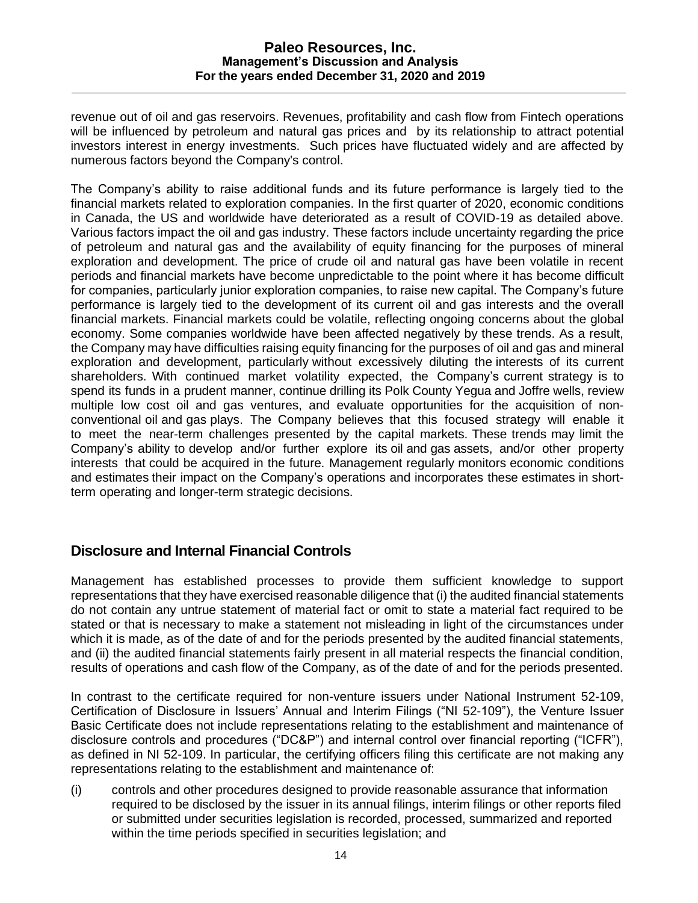revenue out of oil and gas reservoirs. Revenues, profitability and cash flow from Fintech operations will be influenced by petroleum and natural gas prices and by its relationship to attract potential investors interest in energy investments. Such prices have fluctuated widely and are affected by numerous factors beyond the Company's control.

The Company's ability to raise additional funds and its future performance is largely tied to the financial markets related to exploration companies. In the first quarter of 2020, economic conditions in Canada, the US and worldwide have deteriorated as a result of COVID-19 as detailed above. Various factors impact the oil and gas industry. These factors include uncertainty regarding the price of petroleum and natural gas and the availability of equity financing for the purposes of mineral exploration and development. The price of crude oil and natural gas have been volatile in recent periods and financial markets have become unpredictable to the point where it has become difficult for companies, particularly junior exploration companies, to raise new capital. The Company's future performance is largely tied to the development of its current oil and gas interests and the overall financial markets. Financial markets could be volatile, reflecting ongoing concerns about the global economy. Some companies worldwide have been affected negatively by these trends. As a result, the Company may have difficulties raising equity financing for the purposes of oil and gas and mineral exploration and development, particularly without excessively diluting the interests of its current shareholders. With continued market volatility expected, the Company's current strategy is to spend its funds in a prudent manner, continue drilling its Polk County Yegua and Joffre wells, review multiple low cost oil and gas ventures, and evaluate opportunities for the acquisition of non-conventional oil and gas plays. The Company believes that this focused strategy will enable it to meet the near-term challenges presented by the capital markets. These trends may limit the Company's ability to develop and/or further explore its oil and gas assets, and/or other property interests that could be acquired in the future. Management regularly monitors economic conditions and estimates their impact on the Company's operations and incorporates these estimates in short-term operating and longer-term strategic decisions.

## Disclosure and Internal Financial Controls

Management has established processes to provide them sufficient knowledge to support representations that they have exercised reasonable diligence that (i) the audited financial statements do not contain any untrue statement of material fact or omit to state a material fact required to be stated or that is necessary to make a statement not misleading in light of the circumstances under which it is made, as of the date of and for the periods presented by the audited financial statements, and (ii) the audited financial statements fairly present in all material respects the financial condition, results of operations and cash flow of the Company, as of the date of and for the periods presented.

In contrast to the certificate required for non-venture issuers under National Instrument 52-109, Certification of Disclosure in Issuers' Annual and Interim Filings ("NI 52-109"), the Venture Issuer Basic Certificate does not include representations relating to the establishment and maintenance of disclosure controls and procedures ("DC&P") and internal control over financial reporting ("ICFR"), as defined in NI 52-109. In particular, the certifying officers filing this certificate are not making any representations relating to the establishment and maintenance of:

(i) controls and other procedures designed to provide reasonable assurance that information required to be disclosed by the issuer in its annual filings, interim filings or other reports filed or submitted under securities legislation is recorded, processed, summarized and reported within the time periods specified in securities legislation; and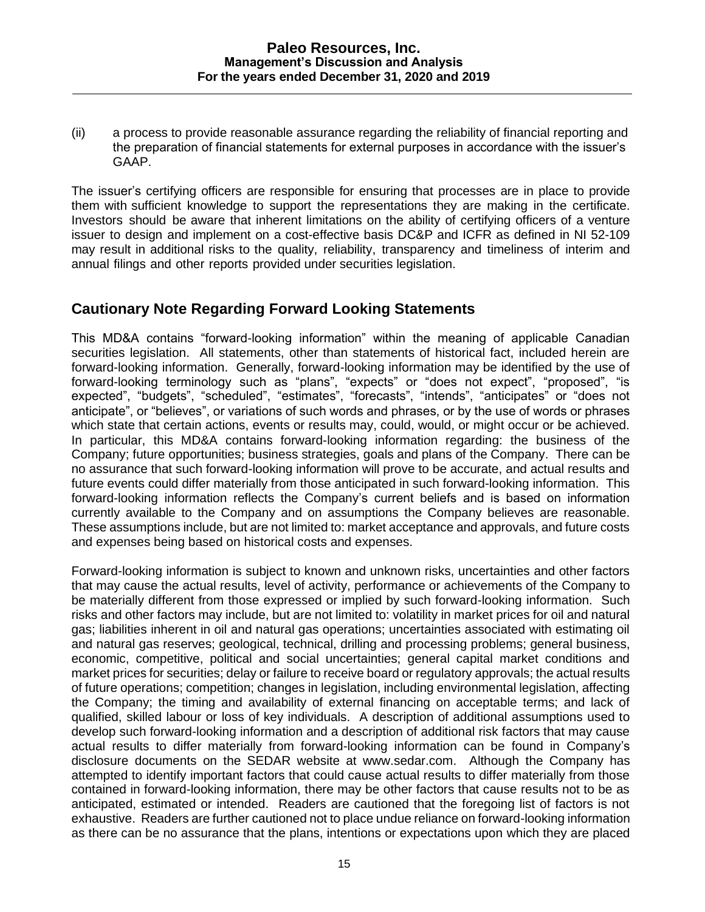(ii) a process to provide reasonable assurance regarding the reliability of financial reporting and the preparation of financial statements for external purposes in accordance with the issuer's GAAP.

The issuer's certifying officers are responsible for ensuring that processes are in place to provide them with sufficient knowledge to support the representations they are making in the certificate. Investors should be aware that inherent limitations on the ability of certifying officers of a venture issuer to design and implement on a cost-effective basis DC&P and ICFR as defined in NI 52-109 may result in additional risks to the quality, reliability, transparency and timeliness of interim and annual filings and other reports provided under securities legislation.

## Cautionary Note Regarding Forward Looking Statements

This MD&A contains "forward-looking information" within the meaning of applicable Canadian securities legislation. All statements, other than statements of historical fact, included herein are forward-looking information. Generally, forward-looking information may be identified by the use of forward-looking terminology such as "plans", "expects" or "does not expect", "proposed", "is expected", "budgets", "scheduled", "estimates", "forecasts", "intends", "anticipates" or "does not anticipate", or "believes", or variations of such words and phrases, or by the use of words or phrases which state that certain actions, events or results may, could, would, or might occur or be achieved. In particular, this MD&A contains forward-looking information regarding: the business of the Company; future opportunities; business strategies, goals and plans of the Company. There can be no assurance that such forward-looking information will prove to be accurate, and actual results and future events could differ materially from those anticipated in such forward-looking information. This forward-looking information reflects the Company's current beliefs and is based on information currently available to the Company and on assumptions the Company believes are reasonable. These assumptions include, but are not limited to: market acceptance and approvals, and future costs and expenses being based on historical costs and expenses.

Forward-looking information is subject to known and unknown risks, uncertainties and other factors that may cause the actual results, level of activity, performance or achievements of the Company to be materially different from those expressed or implied by such forward-looking information. Such risks and other factors may include, but are not limited to: volatility in market prices for oil and natural gas; liabilities inherent in oil and natural gas operations; uncertainties associated with estimating oil and natural gas reserves; geological, technical, drilling and processing problems; general business, economic, competitive, political and social uncertainties; general capital market conditions and market prices for securities; delay or failure to receive board or regulatory approvals; the actual results of future operations; competition; changes in legislation, including environmental legislation, affecting the Company; the timing and availability of external financing on acceptable terms; and lack of qualified, skilled labour or loss of key individuals. A description of additional assumptions used to develop such forward-looking information and a description of additional risk factors that may cause actual results to differ materially from forward-looking information can be found in Company's disclosure documents on the SEDAR website at www.sedar.com. Although the Company has attempted to identify important factors that could cause actual results to differ materially from those contained in forward-looking information, there may be other factors that cause results not to be as anticipated, estimated or intended. Readers are cautioned that the foregoing list of factors is not exhaustive. Readers are further cautioned not to place undue reliance on forward-looking information as there can be no assurance that the plans, intentions or expectations upon which they are placed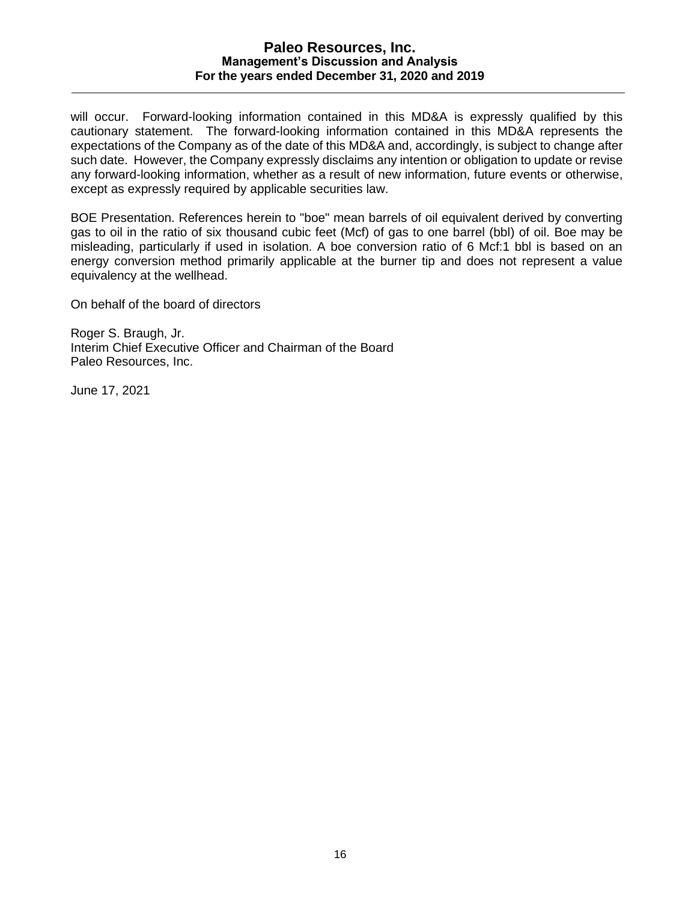will occur. Forward-looking information contained in this MD&A is expressly qualified by this cautionary statement. The forward-looking information contained in this MD&A represents the expectations of the Company as of the date of this MD&A and, accordingly, is subject to change after such date. However, the Company expressly disclaims any intention or obligation to update or revise any forward-looking information, whether as a result of new information, future events or otherwise, except as expressly required by applicable securities law.

BOE Presentation. References herein to "boe" mean barrels of oil equivalent derived by converting gas to oil in the ratio of six thousand cubic feet (Mcf) of gas to one barrel (bbl) of oil. Boe may be misleading, particularly if used in isolation. A boe conversion ratio of 6 Mcf:1 bbl is based on an energy conversion method primarily applicable at the burner tip and does not represent a value equivalency at the wellhead.

On behalf of the board of directors

Roger S. Braugh, Jr.
Interim Chief Executive Officer and Chairman of the Board
Paleo Resources, Inc.

June 17, 2021